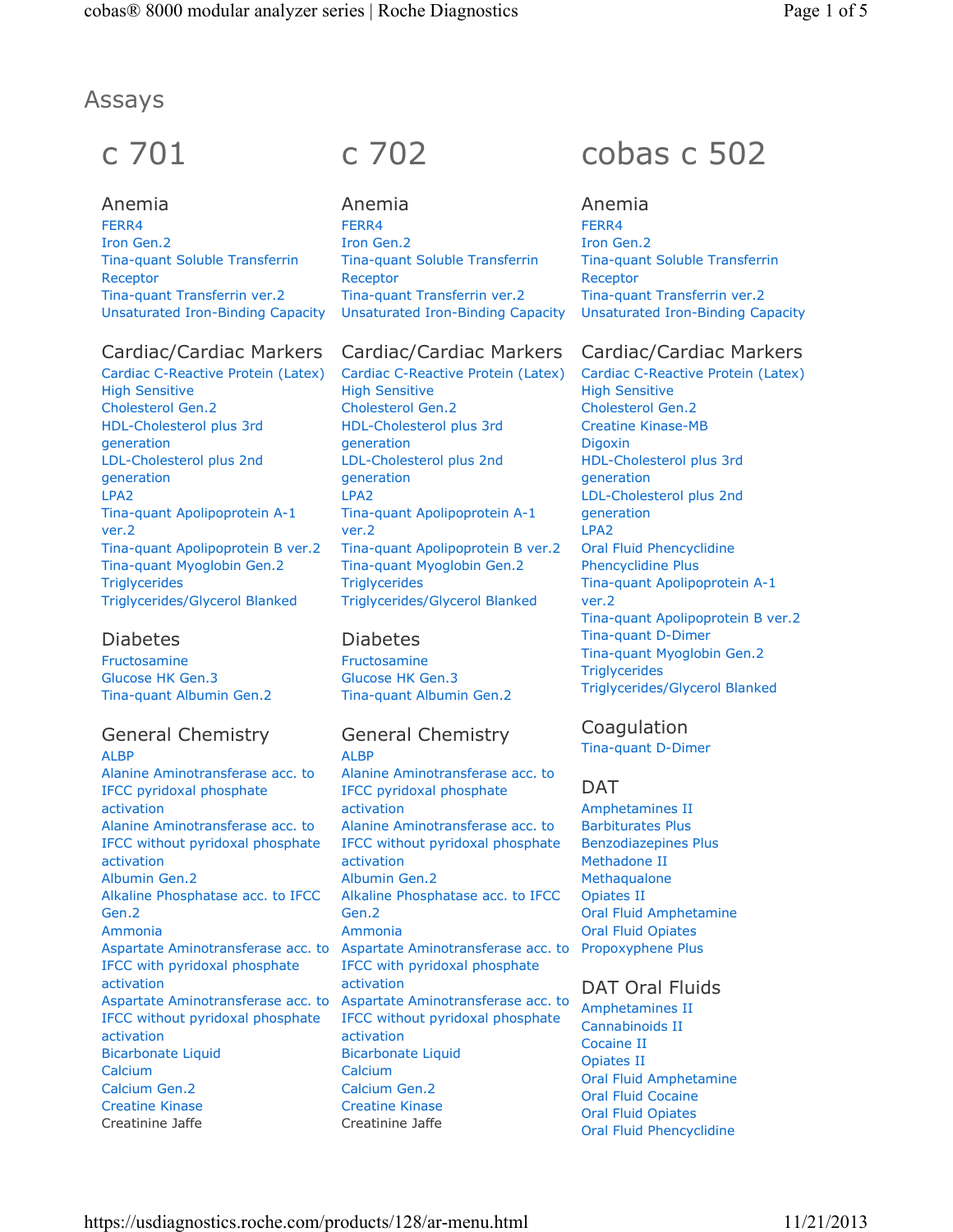# Assays

## c 701

### Anemia

FERR4
Iron Gen.2
Tina-quant Soluble Transferrin Receptor
Tina-quant Transferrin ver.2
Unsaturated Iron-Binding Capacity

### Cardiac/Cardiac Markers

Cardiac C-Reactive Protein (Latex) High Sensitive
Cholesterol Gen.2
HDL-Cholesterol plus 3rd generation
LDL-Cholesterol plus 2nd generation
LPA2
Tina-quant Apolipoprotein A-1 ver.2
Tina-quant Apolipoprotein B ver.2
Tina-quant Myoglobin Gen.2
Triglycerides
Triglycerides/Glycerol Blanked

### Diabetes

Fructosamine
Glucose HK Gen.3
Tina-quant Albumin Gen.2

### General Chemistry

ALBP
Alanine Aminotransferase acc. to IFCC pyridoxal phosphate activation
Alanine Aminotransferase acc. to IFCC without pyridoxal phosphate activation
Albumin Gen.2
Alkaline Phosphatase acc. to IFCC Gen.2
Ammonia
Aspartate Aminotransferase acc. to IFCC with pyridoxal phosphate activation
Aspartate Aminotransferase acc. to IFCC without pyridoxal phosphate activation
Bicarbonate Liquid
Calcium
Calcium Gen.2
Creatine Kinase
Creatinine Jaffe

## c 702

### Anemia

FERR4
Iron Gen.2
Tina-quant Soluble Transferrin Receptor
Tina-quant Transferrin ver.2
Unsaturated Iron-Binding Capacity

### Cardiac/Cardiac Markers

Cardiac C-Reactive Protein (Latex) High Sensitive
Cholesterol Gen.2
HDL-Cholesterol plus 3rd generation
LDL-Cholesterol plus 2nd generation
LPA2
Tina-quant Apolipoprotein A-1 ver.2
Tina-quant Apolipoprotein B ver.2
Tina-quant Myoglobin Gen.2
Triglycerides
Triglycerides/Glycerol Blanked

### Diabetes

Fructosamine
Glucose HK Gen.3
Tina-quant Albumin Gen.2

### General Chemistry

ALBP
Alanine Aminotransferase acc. to IFCC pyridoxal phosphate activation
Alanine Aminotransferase acc. to IFCC without pyridoxal phosphate activation
Albumin Gen.2
Alkaline Phosphatase acc. to IFCC Gen.2
Ammonia
Aspartate Aminotransferase acc. to IFCC with pyridoxal phosphate activation
Aspartate Aminotransferase acc. to IFCC without pyridoxal phosphate activation
Bicarbonate Liquid
Calcium
Calcium Gen.2
Creatine Kinase
Creatinine Jaffe

## cobas c 502

### Anemia

FERR4
Iron Gen.2
Tina-quant Soluble Transferrin Receptor
Tina-quant Transferrin ver.2
Unsaturated Iron-Binding Capacity

### Cardiac/Cardiac Markers

Cardiac C-Reactive Protein (Latex) High Sensitive
Cholesterol Gen.2
Creatine Kinase-MB
Digoxin
HDL-Cholesterol plus 3rd generation
LDL-Cholesterol plus 2nd generation
LPA2
Oral Fluid Phencyclidine
Phencyclidine Plus
Tina-quant Apolipoprotein A-1 ver.2
Tina-quant Apolipoprotein B ver.2
Tina-quant D-Dimer
Tina-quant Myoglobin Gen.2
Triglycerides
Triglycerides/Glycerol Blanked

### Coagulation

Tina-quant D-Dimer

### DAT

Amphetamines II
Barbiturates Plus
Benzodiazepines Plus
Methadone II
Methaqualone
Opiates II
Oral Fluid Amphetamine
Oral Fluid Opiates
Propoxyphene Plus

### DAT Oral Fluids

Amphetamines II
Cannabinoids II
Cocaine II
Opiates II
Oral Fluid Amphetamine
Oral Fluid Cocaine
Oral Fluid Opiates
Oral Fluid Phencyclidine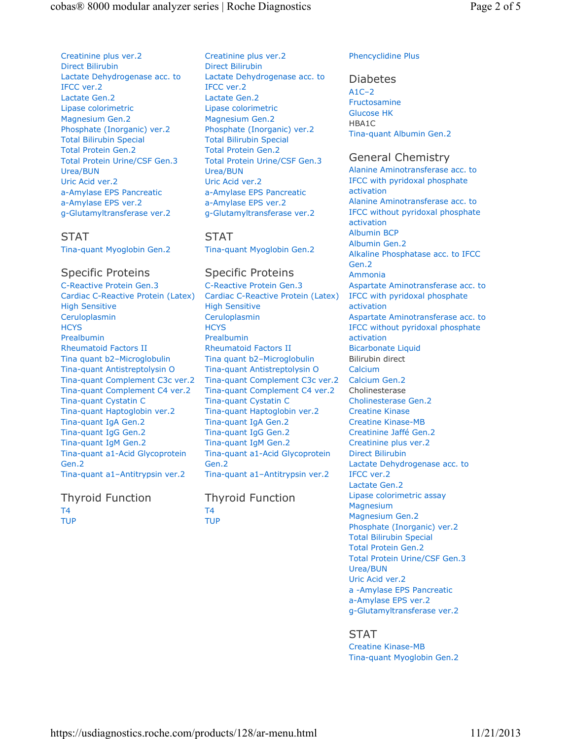Creatinine plus ver.2
Direct Bilirubin
Lactate Dehydrogenase acc. to IFCC ver.2
Lactate Gen.2
Lipase colorimetric
Magnesium Gen.2
Phosphate (Inorganic) ver.2
Total Bilirubin Special
Total Protein Gen.2
Total Protein Urine/CSF Gen.3
Urea/BUN
Uric Acid ver.2
a-Amylase EPS Pancreatic
a-Amylase EPS ver.2
g-Glutamyltransferase ver.2

## STAT

Tina-quant Myoglobin Gen.2

## Specific Proteins

C-Reactive Protein Gen.3
Cardiac C-Reactive Protein (Latex) High Sensitive
Ceruloplasmin
HCYS
Prealbumin
Rheumatoid Factors II
Tina quant b2–Microglobulin
Tina-quant Antistreptolysin O
Tina-quant Complement C3c ver.2
Tina-quant Complement C4 ver.2
Tina-quant Cystatin C
Tina-quant Haptoglobin ver.2
Tina-quant IgA Gen.2
Tina-quant IgG Gen.2
Tina-quant IgM Gen.2
Tina-quant a1-Acid Glycoprotein Gen.2
Tina-quant a1–Antitrypsin ver.2

## Thyroid Function

T4
TUP

Creatinine plus ver.2
Direct Bilirubin
Lactate Dehydrogenase acc. to IFCC ver.2
Lactate Gen.2
Lipase colorimetric
Magnesium Gen.2
Phosphate (Inorganic) ver.2
Total Bilirubin Special
Total Protein Gen.2
Total Protein Urine/CSF Gen.3
Urea/BUN
Uric Acid ver.2
a-Amylase EPS Pancreatic
a-Amylase EPS ver.2
g-Glutamyltransferase ver.2

## STAT

Tina-quant Myoglobin Gen.2

## Specific Proteins

C-Reactive Protein Gen.3
Cardiac C-Reactive Protein (Latex) High Sensitive
Ceruloplasmin
HCYS
Prealbumin
Rheumatoid Factors II
Tina quant b2–Microglobulin
Tina-quant Antistreptolysin O
Tina-quant Complement C3c ver.2
Tina-quant Complement C4 ver.2
Tina-quant Cystatin C
Tina-quant Haptoglobin ver.2
Tina-quant IgA Gen.2
Tina-quant IgG Gen.2
Tina-quant IgM Gen.2
Tina-quant a1-Acid Glycoprotein Gen.2
Tina-quant a1–Antitrypsin ver.2

## Thyroid Function

T4
TUP

Phencyclidine Plus

## Diabetes

A1C–2
Fructosamine
Glucose HK
HBA1C
Tina-quant Albumin Gen.2

## General Chemistry

Alanine Aminotransferase acc. to IFCC with pyridoxal phosphate activation
Alanine Aminotransferase acc. to IFCC without pyridoxal phosphate activation
Albumin BCP
Albumin Gen.2
Alkaline Phosphatase acc. to IFCC Gen.2
Ammonia
Aspartate Aminotransferase acc. to IFCC with pyridoxal phosphate activation
Aspartate Aminotransferase acc. to IFCC without pyridoxal phosphate activation
Bicarbonate Liquid
Bilirubin direct
Calcium
Calcium Gen.2
Cholinesterase
Cholinesterase Gen.2
Creatine Kinase
Creatine Kinase-MB
Creatinine Jaffé Gen.2
Creatinine plus ver.2
Direct Bilirubin
Lactate Dehydrogenase acc. to IFCC ver.2
Lactate Gen.2
Lipase colorimetric assay
Magnesium
Magnesium Gen.2
Phosphate (Inorganic) ver.2
Total Bilirubin Special
Total Protein Gen.2
Total Protein Urine/CSF Gen.3
Urea/BUN
Uric Acid ver.2
a -Amylase EPS Pancreatic
a-Amylase EPS ver.2
g-Glutamyltransferase ver.2

## STAT

Creatine Kinase-MB
Tina-quant Myoglobin Gen.2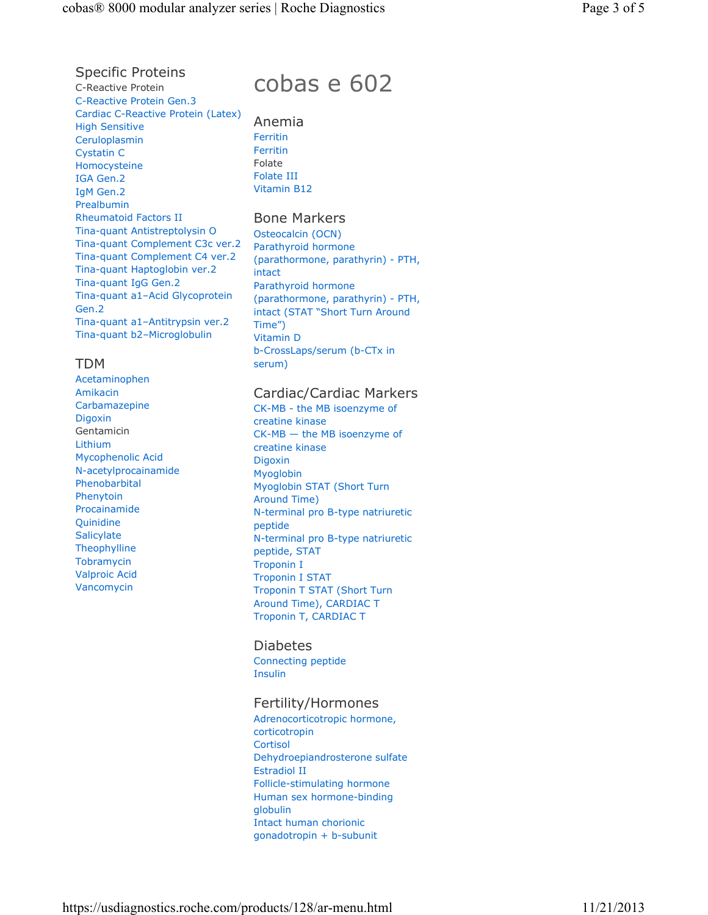## Specific Proteins

C-Reactive Protein
C-Reactive Protein Gen.3
Cardiac C-Reactive Protein (Latex) High Sensitive
Ceruloplasmin
Cystatin C
Homocysteine
IGA Gen.2
IgM Gen.2
Prealbumin
Rheumatoid Factors II
Tina-quant Antistreptolysin O
Tina-quant Complement C3c ver.2
Tina-quant Complement C4 ver.2
Tina-quant Haptoglobin ver.2
Tina-quant IgG Gen.2
Tina-quant a1–Acid Glycoprotein Gen.2
Tina-quant a1–Antitrypsin ver.2
Tina-quant b2–Microglobulin

## TDM

Acetaminophen
Amikacin
Carbamazepine
Digoxin
Gentamicin
Lithium
Mycophenolic Acid
N-acetylprocainamide
Phenobarbital
Phenytoin
Procainamide
Quinidine
Salicylate
Theophylline
Tobramycin
Valproic Acid
Vancomycin

# cobas e 602

## Anemia

Ferritin
Ferritin
Folate
Folate III
Vitamin B12

## Bone Markers

Osteocalcin (OCN)
Parathyroid hormone (parathormone, parathyrin) - PTH, intact
Parathyroid hormone (parathormone, parathyrin) - PTH, intact (STAT "Short Turn Around Time")
Vitamin D
b-CrossLaps/serum (b-CTx in serum)

## Cardiac/Cardiac Markers

CK-MB - the MB isoenzyme of creatine kinase
CK-MB — the MB isoenzyme of creatine kinase
Digoxin
Myoglobin
Myoglobin STAT (Short Turn Around Time)
N-terminal pro B-type natriuretic peptide
N-terminal pro B-type natriuretic peptide, STAT
Troponin I
Troponin I STAT
Troponin T STAT (Short Turn Around Time), CARDIAC T
Troponin T, CARDIAC T

## Diabetes

Connecting peptide
Insulin

## Fertility/Hormones

Adrenocorticotropic hormone, corticotropin
Cortisol
Dehydroepiandrosterone sulfate
Estradiol II
Follicle-stimulating hormone
Human sex hormone-binding globulin
Intact human chorionic gonadotropin + b-subunit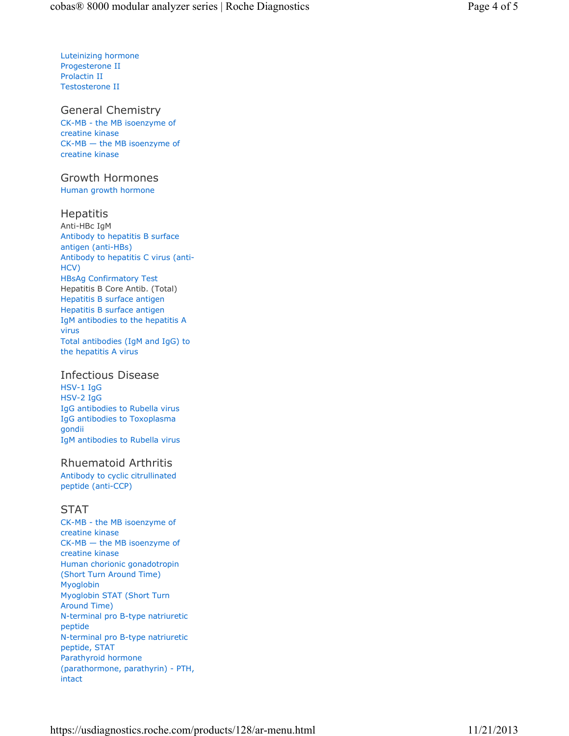Luteinizing hormone
Progesterone II
Prolactin II
Testosterone II

## General Chemistry

CK-MB - the MB isoenzyme of creatine kinase
CK-MB — the MB isoenzyme of creatine kinase

## Growth Hormones

Human growth hormone

## Hepatitis

Anti-HBc IgM
Antibody to hepatitis B surface antigen (anti-HBs)
Antibody to hepatitis C virus (anti-HCV)
HBsAg Confirmatory Test
Hepatitis B Core Antib. (Total)
Hepatitis B surface antigen
Hepatitis B surface antigen
IgM antibodies to the hepatitis A virus
Total antibodies (IgM and IgG) to the hepatitis A virus

## Infectious Disease

HSV-1 IgG
HSV-2 IgG
IgG antibodies to Rubella virus
IgG antibodies to Toxoplasma gondii
IgM antibodies to Rubella virus

## Rhuematoid Arthritis

Antibody to cyclic citrullinated peptide (anti-CCP)

## STAT

CK-MB - the MB isoenzyme of creatine kinase
CK-MB — the MB isoenzyme of creatine kinase
Human chorionic gonadotropin (Short Turn Around Time)
Myoglobin
Myoglobin STAT (Short Turn Around Time)
N-terminal pro B-type natriuretic peptide
N-terminal pro B-type natriuretic peptide, STAT
Parathyroid hormone (parathormone, parathyrin) - PTH, intact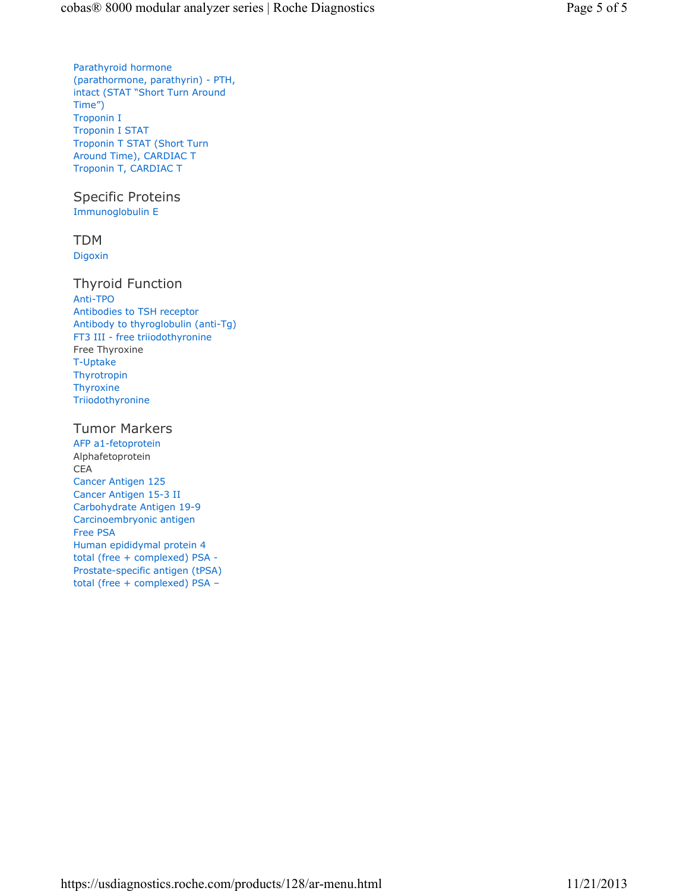Parathyroid hormone (parathormone, parathyrin) - PTH, intact (STAT “Short Turn Around Time”)
Troponin I
Troponin I STAT
Troponin T STAT (Short Turn Around Time), CARDIAC T
Troponin T, CARDIAC T

## Specific Proteins

Immunoglobulin E

## TDM

Digoxin

## Thyroid Function

Anti-TPO
Antibodies to TSH receptor
Antibody to thyroglobulin (anti-Tg)
FT3 III - free triiodothyronine
Free Thyroxine
T-Uptake
Thyrotropin
Thyroxine
Triiodothyronine

## Tumor Markers

AFP a1-fetoprotein
Alphafetoprotein
CEA
Cancer Antigen 125
Cancer Antigen 15-3 II
Carbohydrate Antigen 19-9
Carcinoembryonic antigen
Free PSA
Human epididymal protein 4
total (free + complexed) PSA - Prostate-specific antigen (tPSA)
total (free + complexed) PSA –